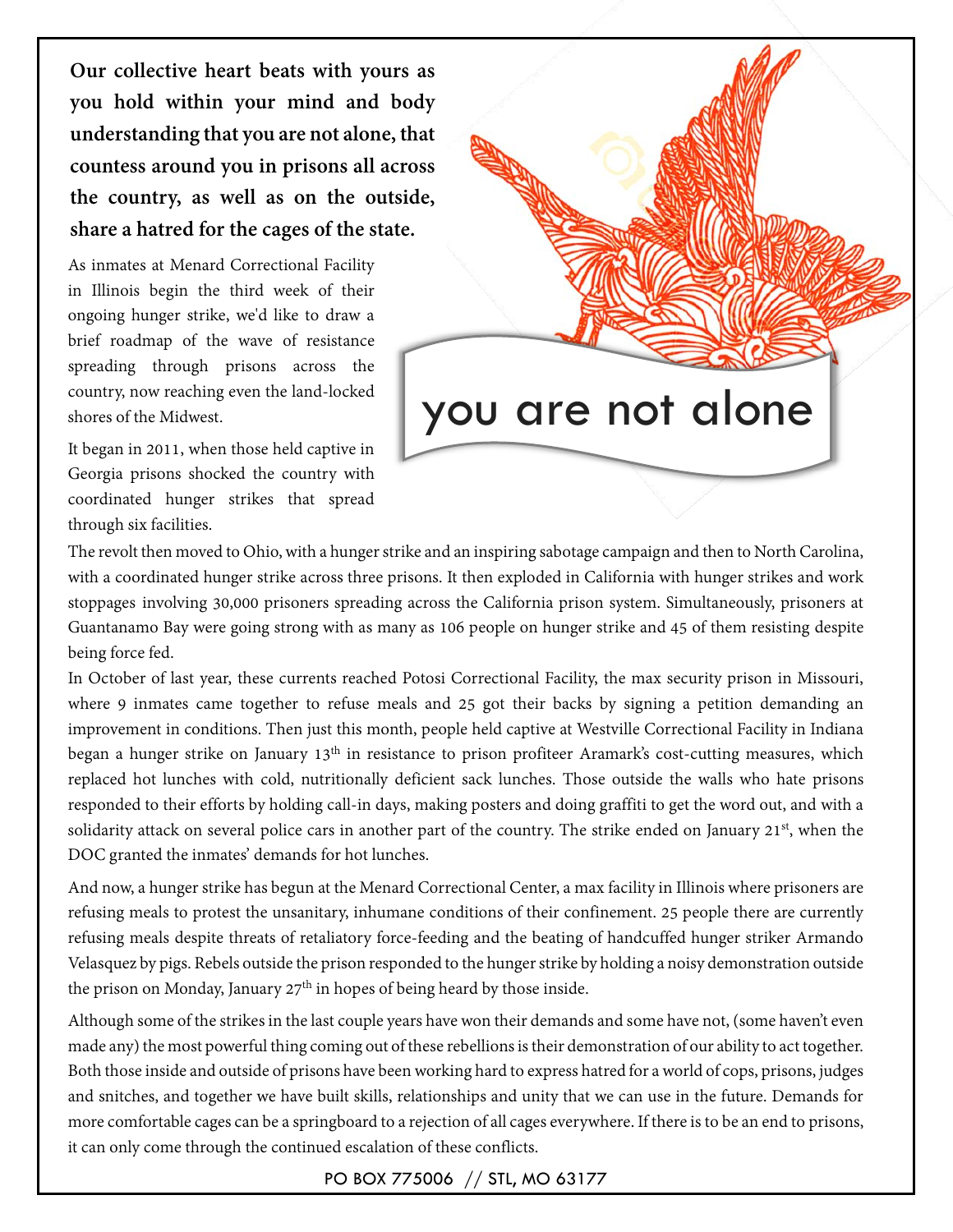**Our collective heart beats with yours as you hold within your mind and body understanding that you are not alone, that countess around you in prisons all across the country, as well as on the outside, share a hatred for the cages of the state.**

# you are not alone

As inmates at Menard Correctional Facility in Illinois begin the third week of their ongoing hunger strike, we'd like to draw a brief roadmap of the wave of resistance spreading through prisons across the country, now reaching even the land-locked shores of the Midwest.

It began in 2011, when those held captive in Georgia prisons shocked the country with coordinated hunger strikes that spread through six facilities.

The revolt then moved to Ohio, with a hunger strike and an inspiring sabotage campaign and then to North Carolina, with a coordinated hunger strike across three prisons. It then exploded in California with hunger strikes and work stoppages involving 30,000 prisoners spreading across the California prison system. Simultaneously, prisoners at Guantanamo Bay were going strong with as many as 106 people on hunger strike and 45 of them resisting despite being force fed.

In October of last year, these currents reached Potosi Correctional Facility, the max security prison in Missouri, where 9 inmates came together to refuse meals and 25 got their backs by signing a petition demanding an improvement in conditions. Then just this month, people held captive at Westville Correctional Facility in Indiana began a hunger strike on January 13th in resistance to prison profiteer Aramark's cost-cutting measures, which replaced hot lunches with cold, nutritionally deficient sack lunches. Those outside the walls who hate prisons responded to their efforts by holding call-in days, making posters and doing graffiti to get the word out, and with a solidarity attack on several police cars in another part of the country. The strike ended on January 21st, when the DOC granted the inmates' demands for hot lunches.

And now, a hunger strike has begun at the Menard Correctional Center, a max facility in Illinois where prisoners are refusing meals to protest the unsanitary, inhumane conditions of their confinement. 25 people there are currently refusing meals despite threats of retaliatory force-feeding and the beating of handcuffed hunger striker Armando Velasquez by pigs. Rebels outside the prison responded to the hunger strike by holding a noisy demonstration outside the prison on Monday, January 27th in hopes of being heard by those inside.

Although some of the strikes in the last couple years have won their demands and some have not, (some haven't even made any) the most powerful thing coming out of these rebellions is their demonstration of our ability to act together. Both those inside and outside of prisons have been working hard to express hatred for a world of cops, prisons, judges and snitches, and together we have built skills, relationships and unity that we can use in the future. Demands for more comfortable cages can be a springboard to a rejection of all cages everywhere. If there is to be an end to prisons, it can only come through the continued escalation of these conflicts.

PO BOX 775006 // STL, MO 63177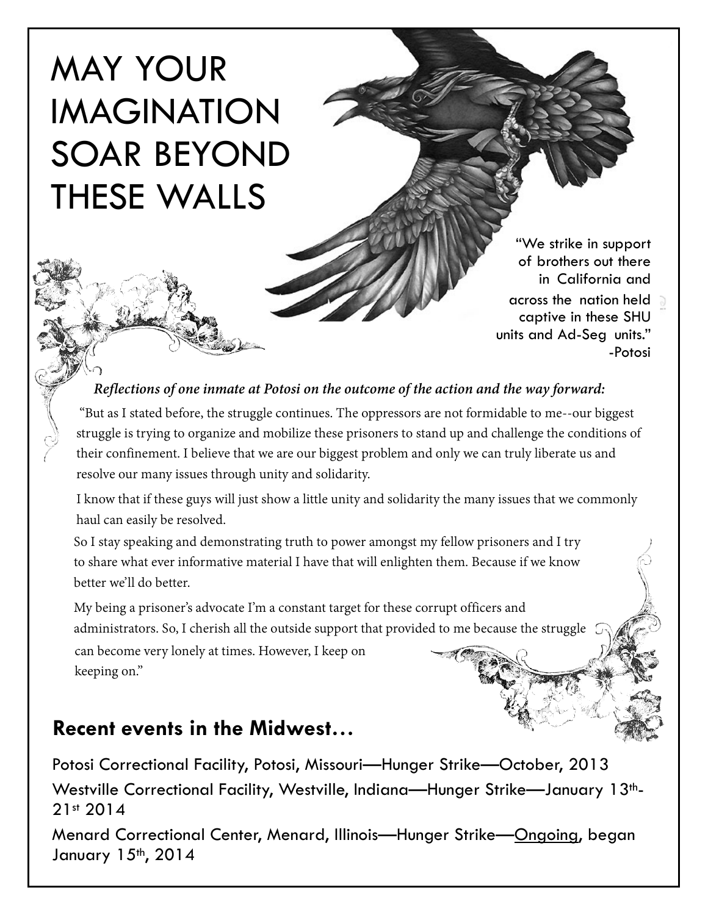# MAY YOUR IMAGINATION SOAR BEYOND THESE WALLS

"We strike in support of brothers out there in California and across the nation held captive in these SHU units and Ad-Seg units."
-Potosi

***Reflections of one inmate at Potosi on the outcome of the action and the way forward:***

"But as I stated before, the struggle continues. The oppressors are not formidable to me--our biggest struggle is trying to organize and mobilize these prisoners to stand up and challenge the conditions of their confinement. I believe that we are our biggest problem and only we can truly liberate us and resolve our many issues through unity and solidarity.

I know that if these guys will just show a little unity and solidarity the many issues that we commonly haul can easily be resolved.

So I stay speaking and demonstrating truth to power amongst my fellow prisoners and I try to share what ever informative material I have that will enlighten them. Because if we know better we'll do better.

My being a prisoner's advocate I'm a constant target for these corrupt officers and administrators. So, I cherish all the outside support that provided to me because the struggle can become very lonely at times. However, I keep on keeping on."

## Recent events in the Midwest…

Potosi Correctional Facility, Potosi, Missouri—Hunger Strike—October, 2013

Westville Correctional Facility, Westville, Indiana—Hunger Strike—January 13th-21st 2014

Menard Correctional Center, Menard, Illinois—Hunger Strike—Ongoing, began January 15th, 2014